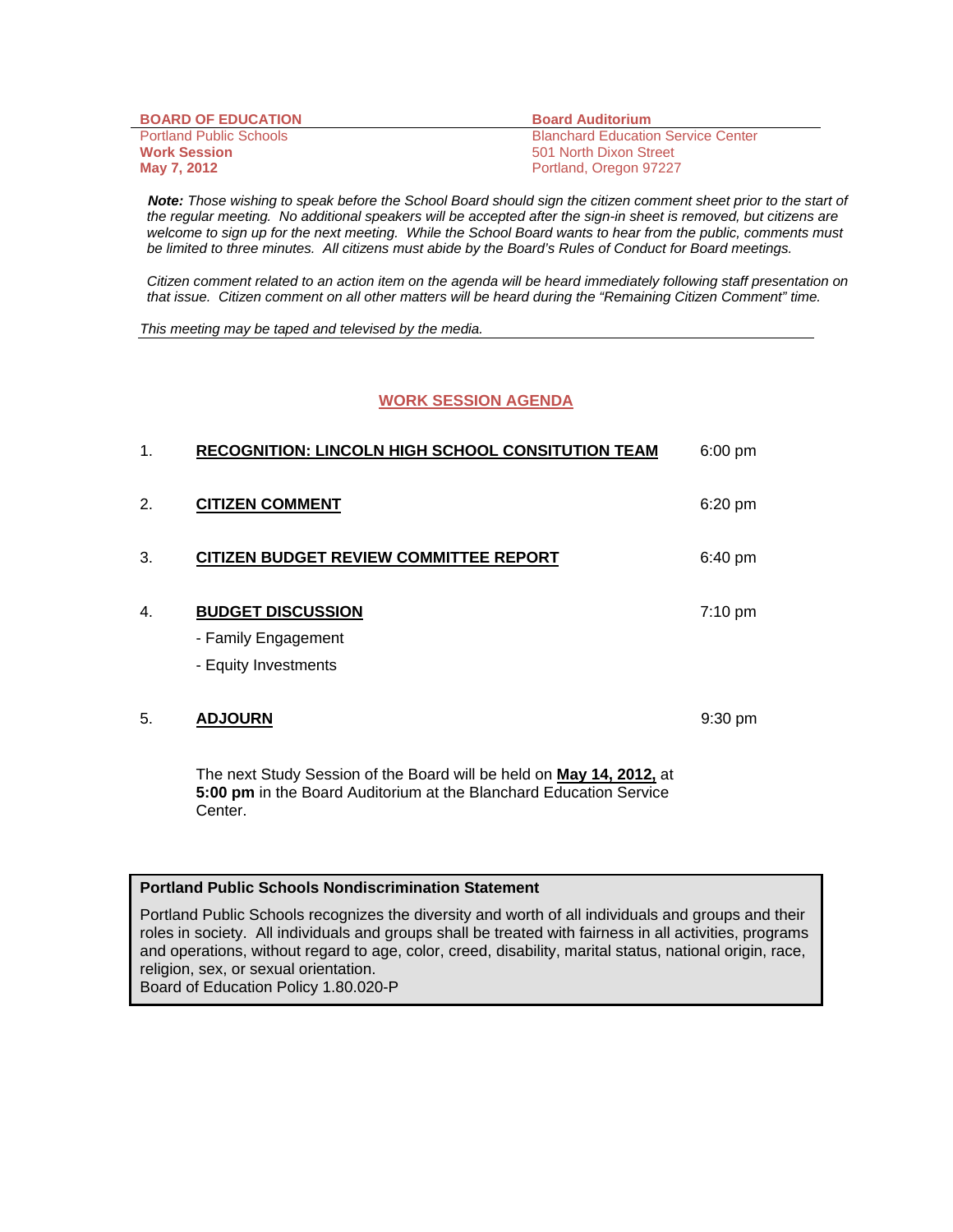**BOARD OF EDUCATION**
Portland Public Schools
**Work Session**
**May 7, 2012**

**Board Auditorium**
Blanchard Education Service Center
501 North Dixon Street
Portland, Oregon 97227

***Note:*** *Those wishing to speak before the School Board should sign the citizen comment sheet prior to the start of the regular meeting. No additional speakers will be accepted after the sign-in sheet is removed, but citizens are welcome to sign up for the next meeting. While the School Board wants to hear from the public, comments must be limited to three minutes. All citizens must abide by the Board's Rules of Conduct for Board meetings.*

*Citizen comment related to an action item on the agenda will be heard immediately following staff presentation on that issue. Citizen comment on all other matters will be heard during the "Remaining Citizen Comment" time.*

*This meeting may be taped and televised by the media.*

## WORK SESSION AGENDA

| | | |
|---|---|---|
| 1. | **RECOGNITION: LINCOLN HIGH SCHOOL CONSITUTION TEAM** | 6:00 pm |
| 2. | **CITIZEN COMMENT** | 6:20 pm |
| 3. | **CITIZEN BUDGET REVIEW COMMITTEE REPORT** | 6:40 pm |
| 4. | **BUDGET DISCUSSION**<br>- Family Engagement<br>- Equity Investments | 7:10 pm |
| 5. | **ADJOURN** | 9:30 pm |

The next Study Session of the Board will be held on **May 14, 2012,** at **5:00 pm** in the Board Auditorium at the Blanchard Education Service Center.

**Portland Public Schools Nondiscrimination Statement**

Portland Public Schools recognizes the diversity and worth of all individuals and groups and their roles in society. All individuals and groups shall be treated with fairness in all activities, programs and operations, without regard to age, color, creed, disability, marital status, national origin, race, religion, sex, or sexual orientation.
Board of Education Policy 1.80.020-P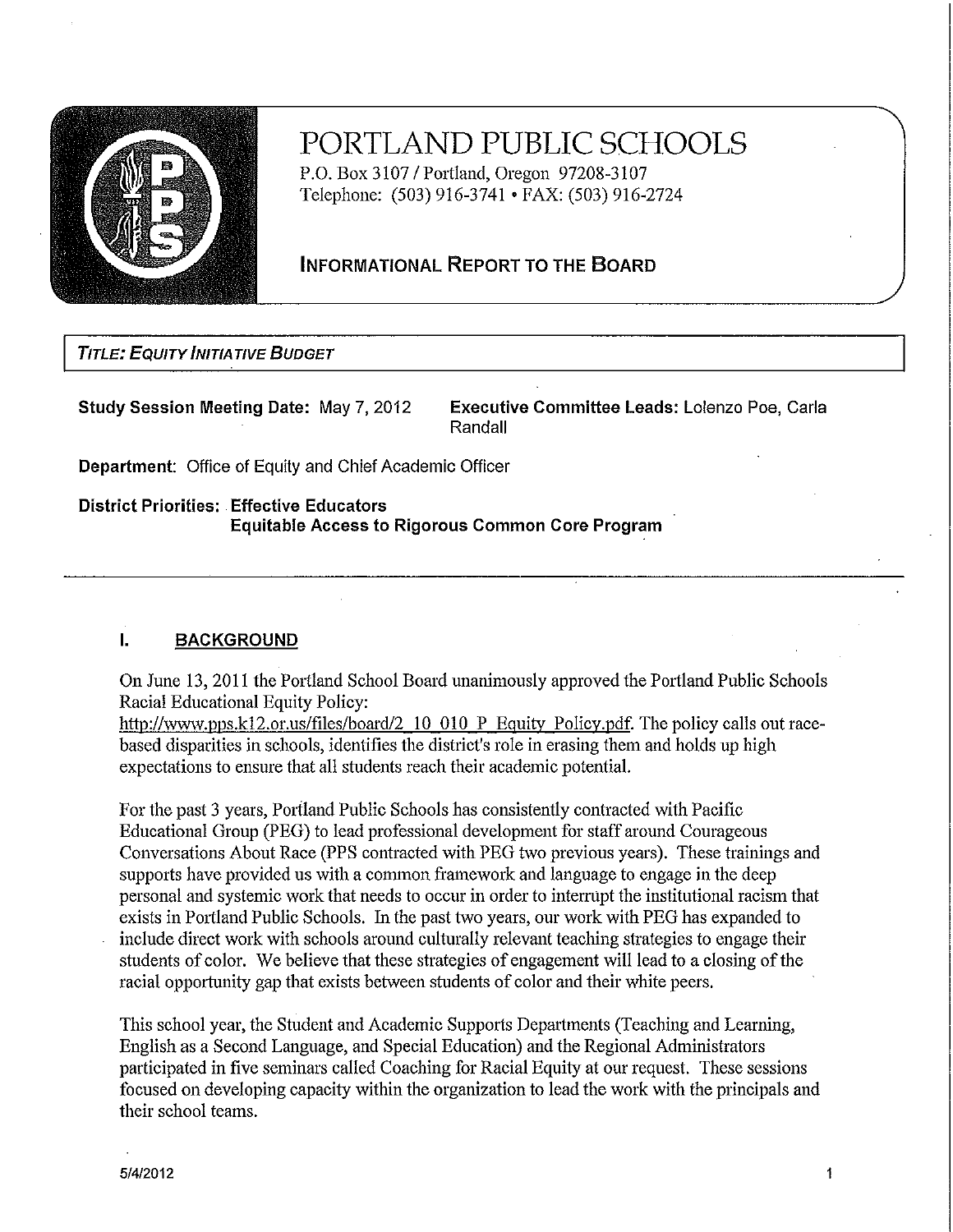# PORTLAND PUBLIC SCHOOLS

P.O. Box 3107 / Portland, Oregon 97208-3107
Telephone: (503) 916-3741 • FAX: (503) 916-2724

## INFORMATIONAL REPORT TO THE BOARD

**TITLE: EQUITY INITIATIVE BUDGET**

**Study Session Meeting Date:** May 7, 2012

**Executive Committee Leads:** Lolenzo Poe, Carla Randall

**Department:** Office of Equity and Chief Academic Officer

**District Priorities:** **Effective Educators**
**Equitable Access to Rigorous Common Core Program**

---

## I. BACKGROUND

On June 13, 2011 the Portland School Board unanimously approved the Portland Public Schools Racial Educational Equity Policy: http://www.pps.k12.or.us/files/board/2_10_010_P_Equity_Policy.pdf. The policy calls out race-based disparities in schools, identifies the district's role in erasing them and holds up high expectations to ensure that all students reach their academic potential.

For the past 3 years, Portland Public Schools has consistently contracted with Pacific Educational Group (PEG) to lead professional development for staff around Courageous Conversations About Race (PPS contracted with PEG two previous years). These trainings and supports have provided us with a common framework and language to engage in the deep personal and systemic work that needs to occur in order to interrupt the institutional racism that exists in Portland Public Schools. In the past two years, our work with PEG has expanded to include direct work with schools around culturally relevant teaching strategies to engage their students of color. We believe that these strategies of engagement will lead to a closing of the racial opportunity gap that exists between students of color and their white peers.

This school year, the Student and Academic Supports Departments (Teaching and Learning, English as a Second Language, and Special Education) and the Regional Administrators participated in five seminars called Coaching for Racial Equity at our request. These sessions focused on developing capacity within the organization to lead the work with the principals and their school teams.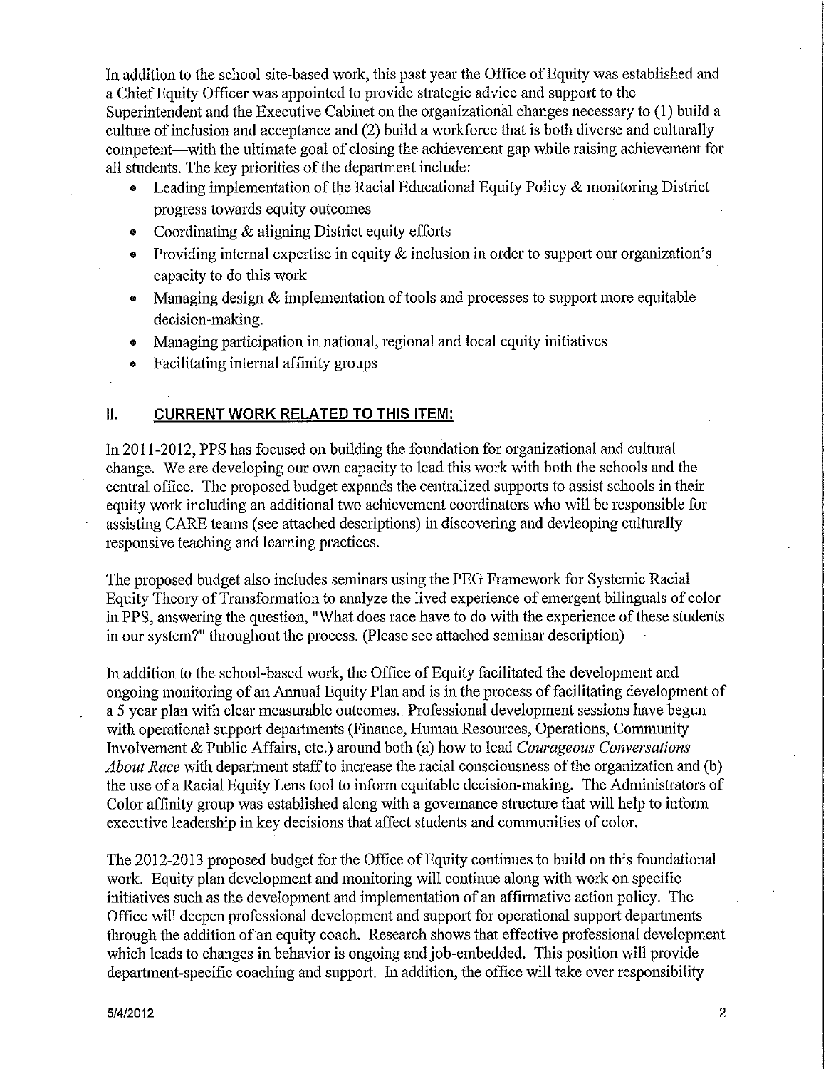In addition to the school site-based work, this past year the Office of Equity was established and a Chief Equity Officer was appointed to provide strategic advice and support to the Superintendent and the Executive Cabinet on the organizational changes necessary to (1) build a culture of inclusion and acceptance and (2) build a workforce that is both diverse and culturally competent—with the ultimate goal of closing the achievement gap while raising achievement for all students. The key priorities of the department include:

- Leading implementation of the Racial Educational Equity Policy & monitoring District progress towards equity outcomes
- Coordinating & aligning District equity efforts
- Providing internal expertise in equity & inclusion in order to support our organization's capacity to do this work
- Managing design & implementation of tools and processes to support more equitable decision-making.
- Managing participation in national, regional and local equity initiatives
- Facilitating internal affinity groups

## II. CURRENT WORK RELATED TO THIS ITEM:

In 2011-2012, PPS has focused on building the foundation for organizational and cultural change. We are developing our own capacity to lead this work with both the schools and the central office. The proposed budget expands the centralized supports to assist schools in their equity work including an additional two achievement coordinators who will be responsible for assisting CARE teams (see attached descriptions) in discovering and devleoping culturally responsive teaching and learning practices.

The proposed budget also includes seminars using the PEG Framework for Systemic Racial Equity Theory of Transformation to analyze the lived experience of emergent bilinguals of color in PPS, answering the question, "What does race have to do with the experience of these students in our system?" throughout the process. (Please see attached seminar description)

In addition to the school-based work, the Office of Equity facilitated the development and ongoing monitoring of an Annual Equity Plan and is in the process of facilitating development of a 5 year plan with clear measurable outcomes. Professional development sessions have begun with operational support departments (Finance, Human Resources, Operations, Community Involvement & Public Affairs, etc.) around both (a) how to lead *Courageous Conversations About Race* with department staff to increase the racial consciousness of the organization and (b) the use of a Racial Equity Lens tool to inform equitable decision-making. The Administrators of Color affinity group was established along with a governance structure that will help to inform executive leadership in key decisions that affect students and communities of color.

The 2012-2013 proposed budget for the Office of Equity continues to build on this foundational work. Equity plan development and monitoring will continue along with work on specific initiatives such as the development and implementation of an affirmative action policy. The Office will deepen professional development and support for operational support departments through the addition of an equity coach. Research shows that effective professional development which leads to changes in behavior is ongoing and job-embedded. This position will provide department-specific coaching and support. In addition, the office will take over responsibility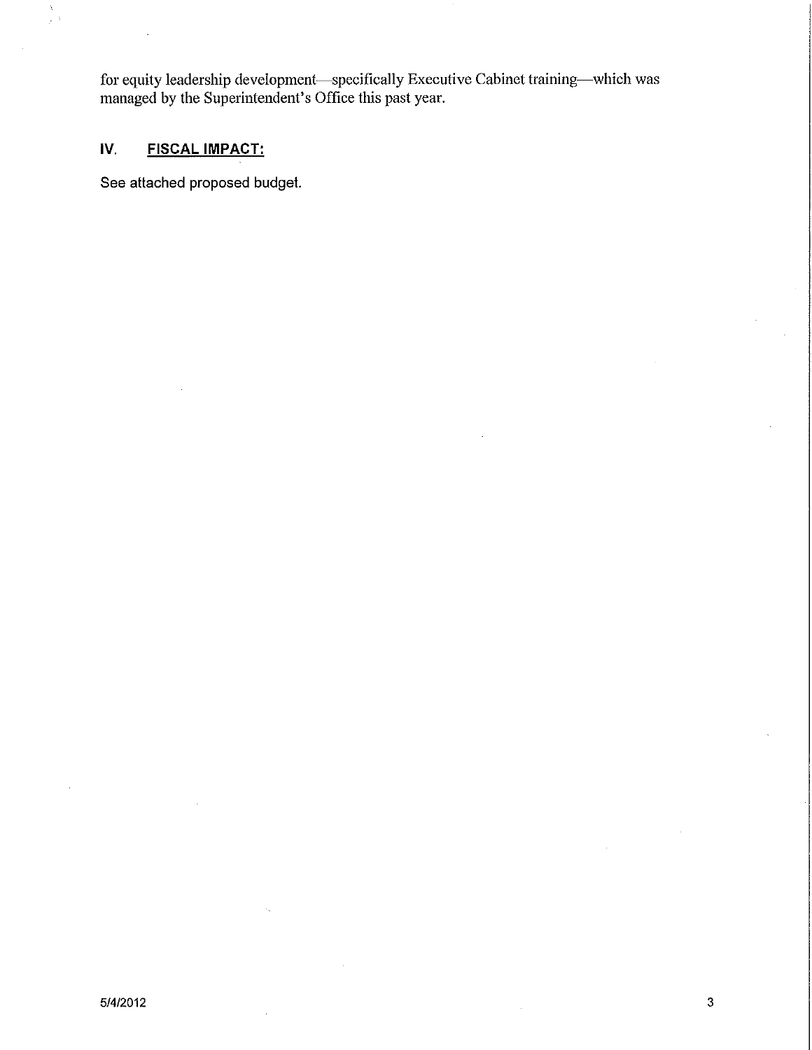for equity leadership development—specifically Executive Cabinet training—which was managed by the Superintendent's Office this past year.

## IV. FISCAL IMPACT:

See attached proposed budget.

5/4/2012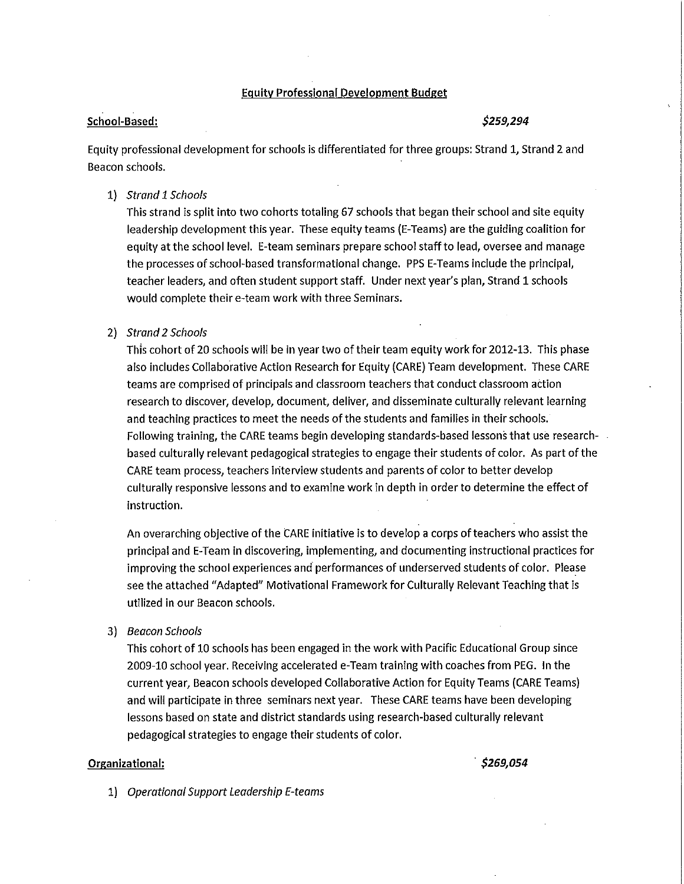## Equity Professional Development Budget

**School-Based:** ***$259,294***

Equity professional development for schools is differentiated for three groups: Strand 1, Strand 2 and Beacon schools.

1) *Strand 1 Schools*

   This strand is split into two cohorts totaling 67 schools that began their school and site equity leadership development this year. These equity teams (E-Teams) are the guiding coalition for equity at the school level. E-team seminars prepare school staff to lead, oversee and manage the processes of school-based transformational change. PPS E-Teams include the principal, teacher leaders, and often student support staff. Under next year's plan, Strand 1 schools would complete their e-team work with three Seminars.

2) *Strand 2 Schools*

   This cohort of 20 schools will be in year two of their team equity work for 2012-13. This phase also includes Collaborative Action Research for Equity (CARE) Team development. These CARE teams are comprised of principals and classroom teachers that conduct classroom action research to discover, develop, document, deliver, and disseminate culturally relevant learning and teaching practices to meet the needs of the students and families in their schools. Following training, the CARE teams begin developing standards-based lessons that use research-based culturally relevant pedagogical strategies to engage their students of color. As part of the CARE team process, teachers interview students and parents of color to better develop culturally responsive lessons and to examine work in depth in order to determine the effect of instruction.

   An overarching objective of the CARE initiative is to develop a corps of teachers who assist the principal and E-Team in discovering, implementing, and documenting instructional practices for improving the school experiences and performances of underserved students of color. Please see the attached "Adapted" Motivational Framework for Culturally Relevant Teaching that is utilized in our Beacon schools.

3) *Beacon Schools*

   This cohort of 10 schools has been engaged in the work with Pacific Educational Group since 2009-10 school year. Receiving accelerated e-Team training with coaches from PEG. In the current year, Beacon schools developed Collaborative Action for Equity Teams (CARE Teams) and will participate in three seminars next year. These CARE teams have been developing lessons based on state and district standards using research-based culturally relevant pedagogical strategies to engage their students of color.

**Organizational:** ***$269,054***

1) *Operational Support Leadership E-teams*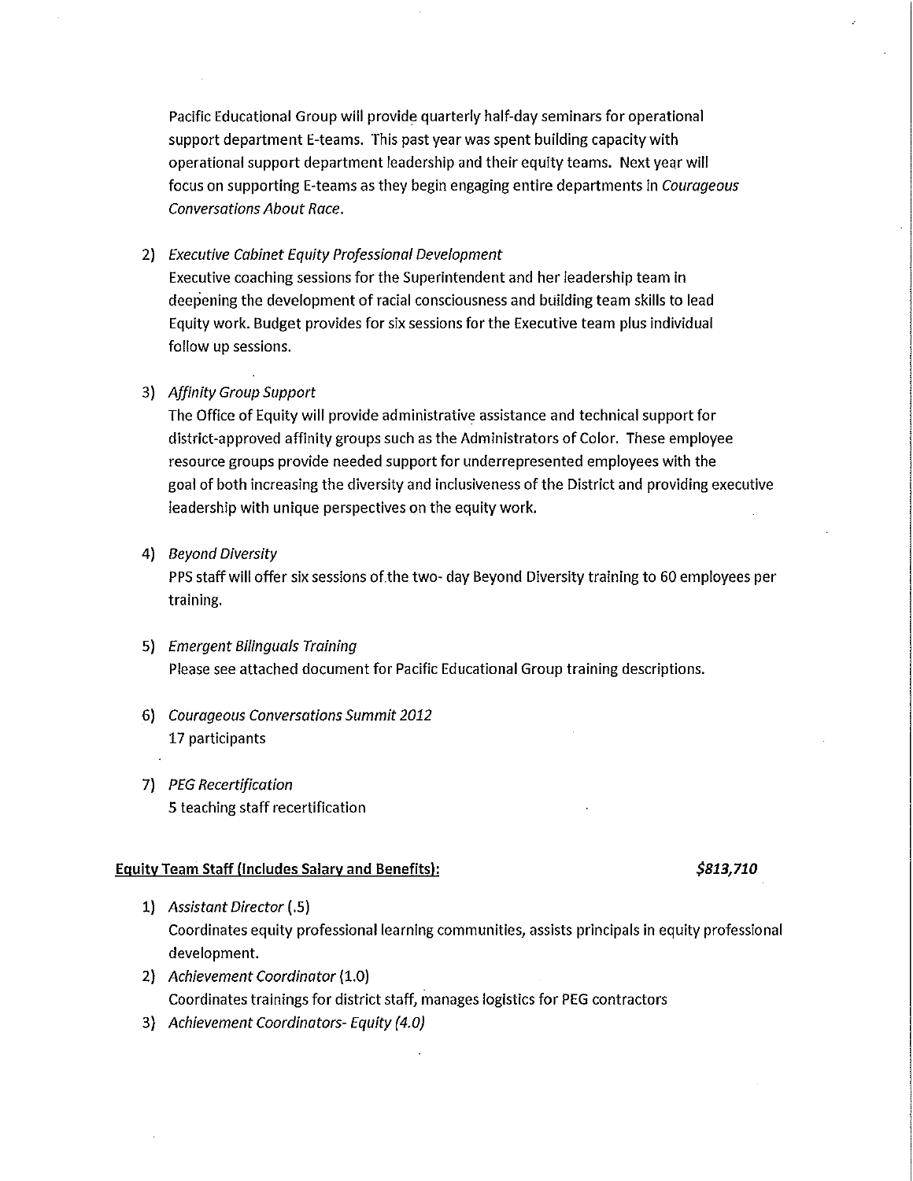Pacific Educational Group will provide quarterly half-day seminars for operational support department E-teams. This past year was spent building capacity with operational support department leadership and their equity teams. Next year will focus on supporting E-teams as they begin engaging entire departments in *Courageous Conversations About Race*.

2) *Executive Cabinet Equity Professional Development*
   Executive coaching sessions for the Superintendent and her leadership team in deepening the development of racial consciousness and building team skills to lead Equity work. Budget provides for six sessions for the Executive team plus individual follow up sessions.

3) *Affinity Group Support*
   The Office of Equity will provide administrative assistance and technical support for district-approved affinity groups such as the Administrators of Color. These employee resource groups provide needed support for underrepresented employees with the goal of both increasing the diversity and inclusiveness of the District and providing executive leadership with unique perspectives on the equity work.

4) *Beyond Diversity*
   PPS staff will offer six sessions of the two- day Beyond Diversity training to 60 employees per training.

5) *Emergent Bilinguals Training*
   Please see attached document for Pacific Educational Group training descriptions.

6) *Courageous Conversations Summit 2012*
   17 participants

7) *PEG Recertification*
   5 teaching staff recertification

**Equity Team Staff (Includes Salary and Benefits):** ***$813,710***

1) *Assistant Director* (.5)
   Coordinates equity professional learning communities, assists principals in equity professional development.
2) *Achievement Coordinator* (1.0)
   Coordinates trainings for district staff, manages logistics for PEG contractors
3) *Achievement Coordinators- Equity (4.0)*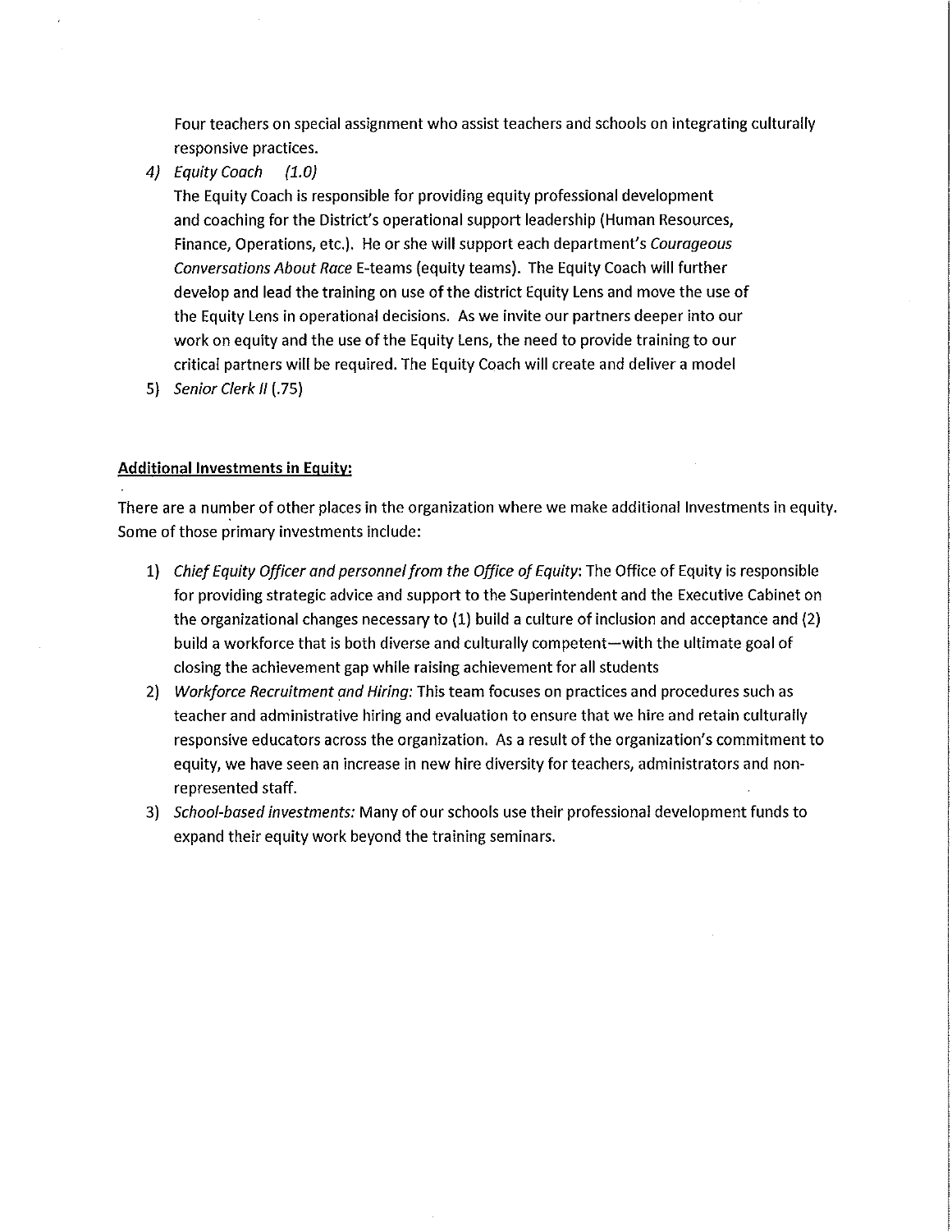Four teachers on special assignment who assist teachers and schools on integrating culturally responsive practices.

4) *Equity Coach (1.0)*
   The Equity Coach is responsible for providing equity professional development and coaching for the District's operational support leadership (Human Resources, Finance, Operations, etc.). He or she will support each department's *Courageous Conversations About Race* E-teams (equity teams). The Equity Coach will further develop and lead the training on use of the district Equity Lens and move the use of the Equity Lens in operational decisions. As we invite our partners deeper into our work on equity and the use of the Equity Lens, the need to provide training to our critical partners will be required. The Equity Coach will create and deliver a model

5) *Senior Clerk II* (.75)

**Additional Investments in Equity:**

There are a number of other places in the organization where we make additional Investments in equity. Some of those primary investments include:

1) *Chief Equity Officer and personnel from the Office of Equity*: The Office of Equity is responsible for providing strategic advice and support to the Superintendent and the Executive Cabinet on the organizational changes necessary to (1) build a culture of inclusion and acceptance and (2) build a workforce that is both diverse and culturally competent—with the ultimate goal of closing the achievement gap while raising achievement for all students
2) *Workforce Recruitment and Hiring:* This team focuses on practices and procedures such as teacher and administrative hiring and evaluation to ensure that we hire and retain culturally responsive educators across the organization. As a result of the organization's commitment to equity, we have seen an increase in new hire diversity for teachers, administrators and non-represented staff.
3) *School-based investments:* Many of our schools use their professional development funds to expand their equity work beyond the training seminars.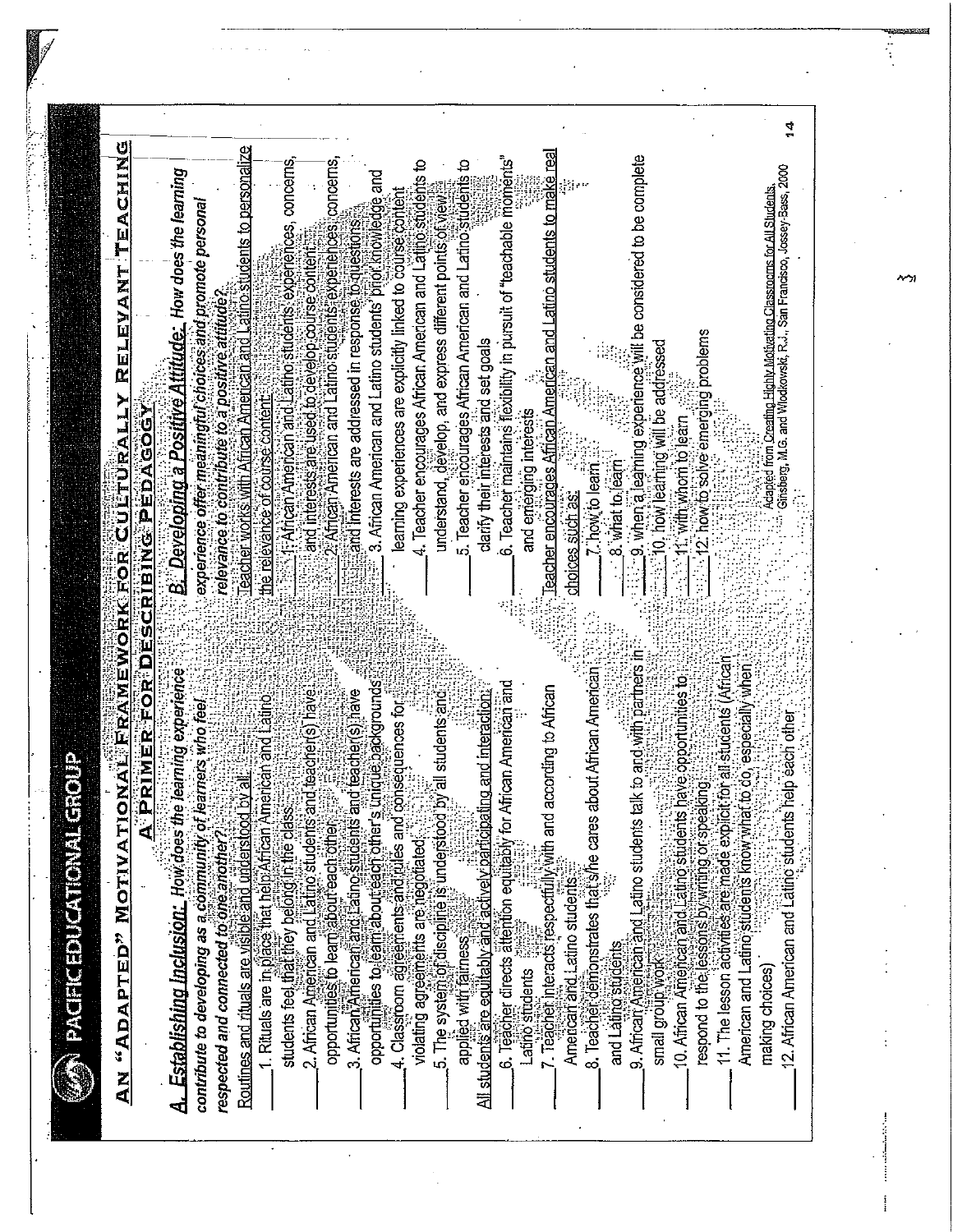PACIFIC EDUCATIONAL GROUP

# AN "ADAPTED" MOTIVATIONAL FRAMEWORK FOR CULTURALLY RELEVANT TEACHING

## A PRIMER FOR DESCRIBING PEDAGOGY

### A. Establishing Inclusion: *How does the learning experience contribute to developing as a community of learners who feel respected and connected to one another?*

Routines and rituals are visible and understood by all:

\_\_\_\_ 1. Rituals are in place that help African American and Latino students feel that they belong in the class

\_\_\_\_ 2. African American and Latino students and teacher(s) have opportunities to learn about each other

\_\_\_\_ 3. African American and Latino students and teacher(s) have opportunities to learn about each other's unique backgrounds

\_\_\_\_ 4. Classroom agreements and rules and consequences for violating agreements are negotiated

\_\_\_\_ 5. The system of discipline is understood by all students and applied with fairness

All students are equitably and actively participating and interaction:

\_\_\_\_ 6. Teacher directs attention equitably for African American and Latino students

\_\_\_\_ 7. Teacher interacts respectfully with and according to African American and Latino students

\_\_\_\_ 8. Teacher demonstrates that s/he cares about African American and Latino students

\_\_\_\_ 9. African American and Latino students talk to and with partners in small group work

\_\_\_\_ 10. African American and Latino students have opportunities to respond to the lessons by writing or speaking

\_\_\_\_ 11. The lesson activities are made explicit for all students (African American and Latino students know what to do, especially when making choices)

\_\_\_\_ 12. African American and Latino students help each other

### B. Developing a Positive Attitude: *How does the learning experience offer meaningful choices and promote personal relevance to contribute to a positive attitude?*

Teacher works with African American and Latino students to personalize the relevance of course content:

\_\_\_\_ 1. African American and Latino students' experiences, concerns, and interests are used to develop course content

\_\_\_\_ 2. African American and Latino students' experiences, concerns, and interests are addressed in response to questions

\_\_\_\_ 3. African American and Latino students' prior knowledge and learning experiences are explicitly linked to course content

\_\_\_\_ 4. Teacher encourages African American and Latino students to understand, develop, and express different points of view

\_\_\_\_ 5. Teacher encourages African American and Latino students to clarify their interests and set goals

\_\_\_\_ 6. Teacher maintains flexibility in pursuit of "teachable moments" and emerging interests

Teacher encourages African American and Latino students to make real choices such as:

\_\_\_\_ 7. how to learn

\_\_\_\_ 8. what to learn

\_\_\_\_ 9. when a learning experience will be considered to be complete

\_\_\_\_ 10. how learning will be addressed

\_\_\_\_ 11. with whom to learn

\_\_\_\_ 12. how to solve emerging problems

Adapted from Creating Highly Motivating Classrooms for All Students, Ginsberg, M.G. and Wlodkowski, R.J., San Francisco, Jossey-Bass, 2000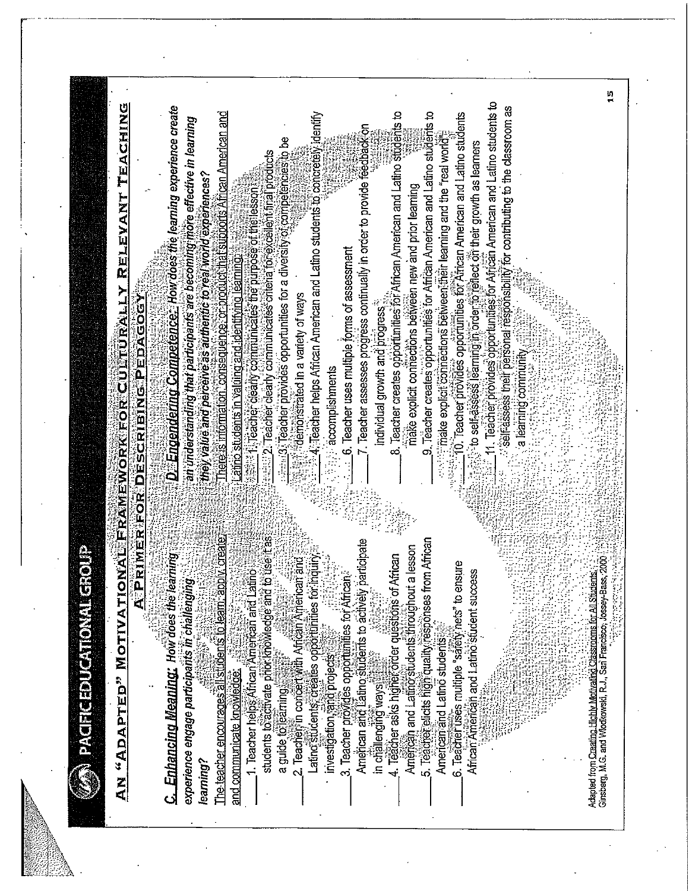PACIFIC EDUCATIONAL GROUP

## AN "ADAPTED" MOTIVATIONAL FRAMEWORK FOR CULTURALLY RELEVANT TEACHING

### A PRIMER FOR DESCRIBING PEDAGOGY

**C. Enhancing Meaning:** *How does the learning experience engage participants in challenging learning?*

The teacher encourages all students to learn, apply, create and communicate knowledge:

___ 1. Teacher helps African American and Latino students to activate prior knowledge and to use it as a guide to learning

___ 2. Teacher, in concert with African American and Latino students, creates opportunities for inquiry, investigation, and projects

___ 3. Teacher provides opportunities for African American and Latino students to actively participate in challenging ways

___ 4. Teacher asks higher order questions of African American and Latino students throughout a lesson

___ 5. Teacher elicits high quality responses from African American and Latino students

___ 6. Teacher uses multiple "safety nets" to ensure African American and Latino student success

**D. Engendering Competence:** *How does the learning experience create an understanding that participants are becoming more effective in learning they value and perceive as authentic to real world experiences?*

There is information, consequence, or product that supports African American and Latino students in valuing and identifying learning:

___ 1. Teacher clearly communicates the purpose of the lesson

___ 2. Teacher clearly communicates criteria for excellent final products

___ 3. Teacher provides opportunities for a diversity of competencies to be demonstrated in a variety of ways

___ 4. Teacher helps African American and Latino students to concretely identify accomplishments

___ 6. Teacher uses multiple forms of assessment

___ 7. Teacher assesses progress continually in order to provide feedback on individual growth and progress

___ 8. Teacher creates opportunities for African American and Latino students to make explicit connections between new and prior learning

___ 9. Teacher creates opportunities for African American and Latino students to make explicit connections between their learning and the "real world"

___ 10. Teacher provides opportunities for African American and Latino students to self-assess learning in order to reflect on their growth as learners

___ 11. Teacher provides opportunities for African American and Latino students to self-assess their personal responsibility for contributing to the classroom as a learning community

Adapted from Creating Highly Motivating Classrooms for All Students, Ginsberg, M.G. and Wlodkowski, R.J., San Francisco, Jossey-Bass, 2000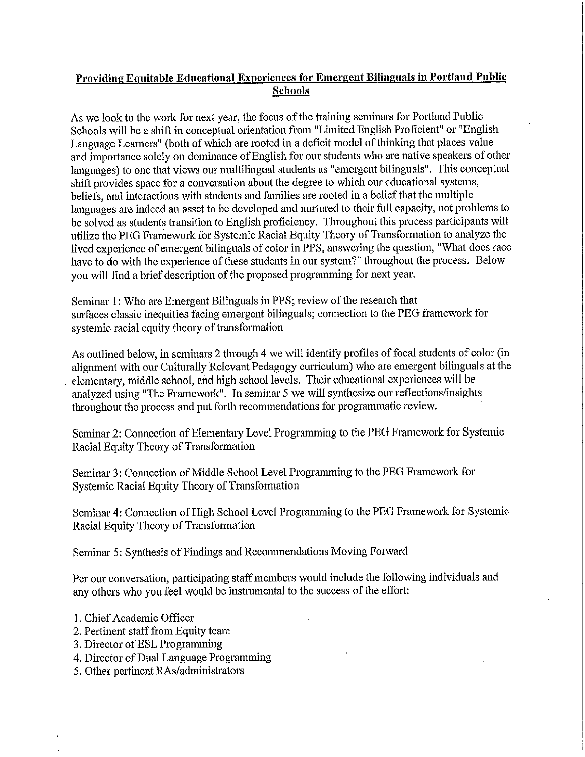# Providing Equitable Educational Experiences for Emergent Bilinguals in Portland Public Schools

As we look to the work for next year, the focus of the training seminars for Portland Public Schools will be a shift in conceptual orientation from "Limited English Proficient" or "English Language Learners" (both of which are rooted in a deficit model of thinking that places value and importance solely on dominance of English for our students who are native speakers of other languages) to one that views our multilingual students as "emergent bilinguals". This conceptual shift provides space for a conversation about the degree to which our educational systems, beliefs, and interactions with students and families are rooted in a belief that the multiple languages are indeed an asset to be developed and nurtured to their full capacity, not problems to be solved as students transition to English proficiency. Throughout this process participants will utilize the PEG Framework for Systemic Racial Equity Theory of Transformation to analyze the lived experience of emergent bilinguals of color in PPS, answering the question, "What does race have to do with the experience of these students in our system?" throughout the process. Below you will find a brief description of the proposed programming for next year.

Seminar 1: Who are Emergent Bilinguals in PPS; review of the research that surfaces classic inequities facing emergent bilinguals; connection to the PEG framework for systemic racial equity theory of transformation

As outlined below, in seminars 2 through 4 we will identify profiles of focal students of color (in alignment with our Culturally Relevant Pedagogy curriculum) who are emergent bilinguals at the elementary, middle school, and high school levels. Their educational experiences will be analyzed using "The Framework". In seminar 5 we will synthesize our reflections/insights throughout the process and put forth recommendations for programmatic review.

Seminar 2: Connection of Elementary Level Programming to the PEG Framework for Systemic Racial Equity Theory of Transformation

Seminar 3: Connection of Middle School Level Programming to the PEG Framework for Systemic Racial Equity Theory of Transformation

Seminar 4: Connection of High School Level Programming to the PEG Framework for Systemic Racial Equity Theory of Transformation

Seminar 5: Synthesis of Findings and Recommendations Moving Forward

Per our conversation, participating staff members would include the following individuals and any others who you feel would be instrumental to the success of the effort:

1. Chief Academic Officer
2. Pertinent staff from Equity team
3. Director of ESL Programming
4. Director of Dual Language Programming
5. Other pertinent RAs/administrators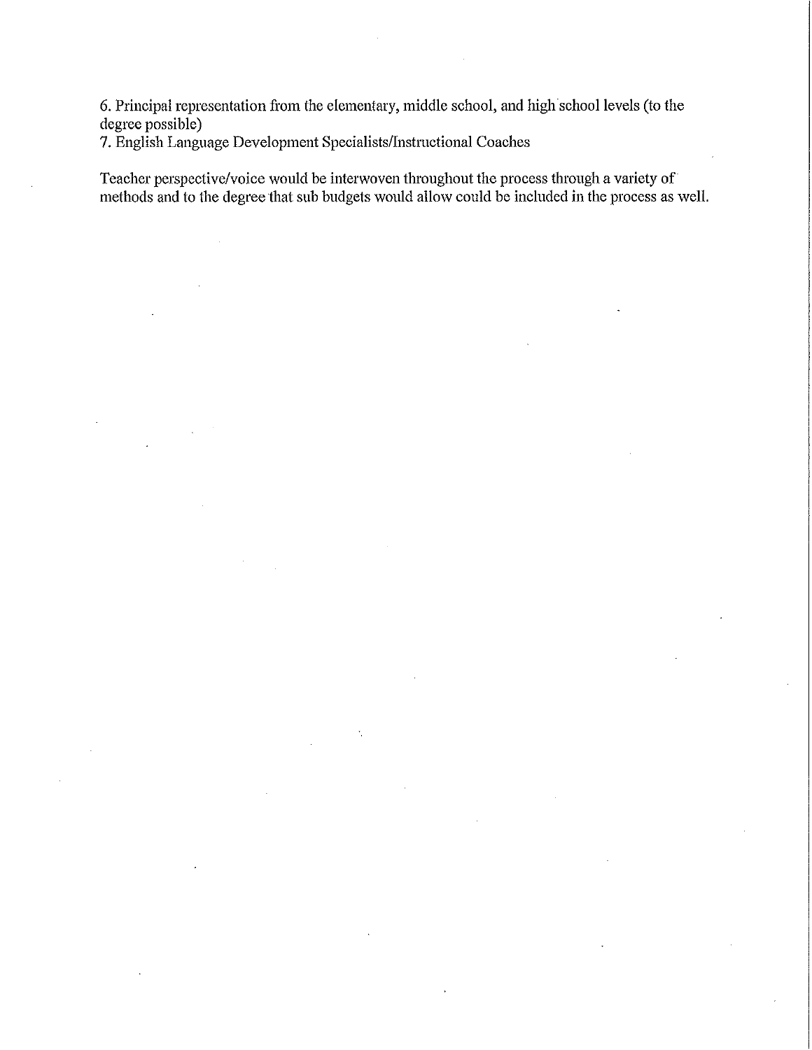6. Principal representation from the elementary, middle school, and high school levels (to the degree possible)
7. English Language Development Specialists/Instructional Coaches

Teacher perspective/voice would be interwoven throughout the process through a variety of methods and to the degree that sub budgets would allow could be included in the process as well.